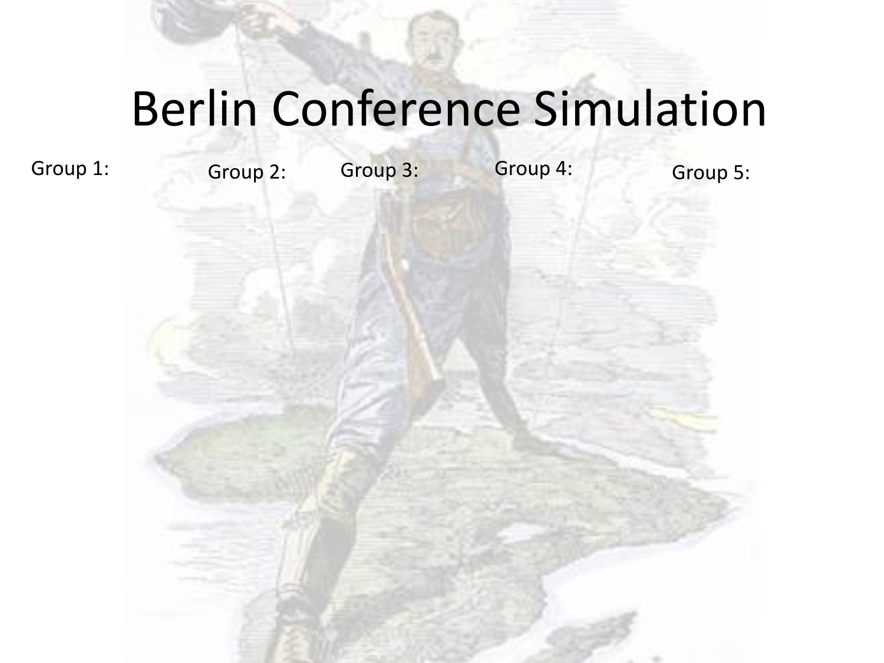# Berlin Conference Simulation

Group 1:

Group 2:

Group 3:

Group 4:

Group 5: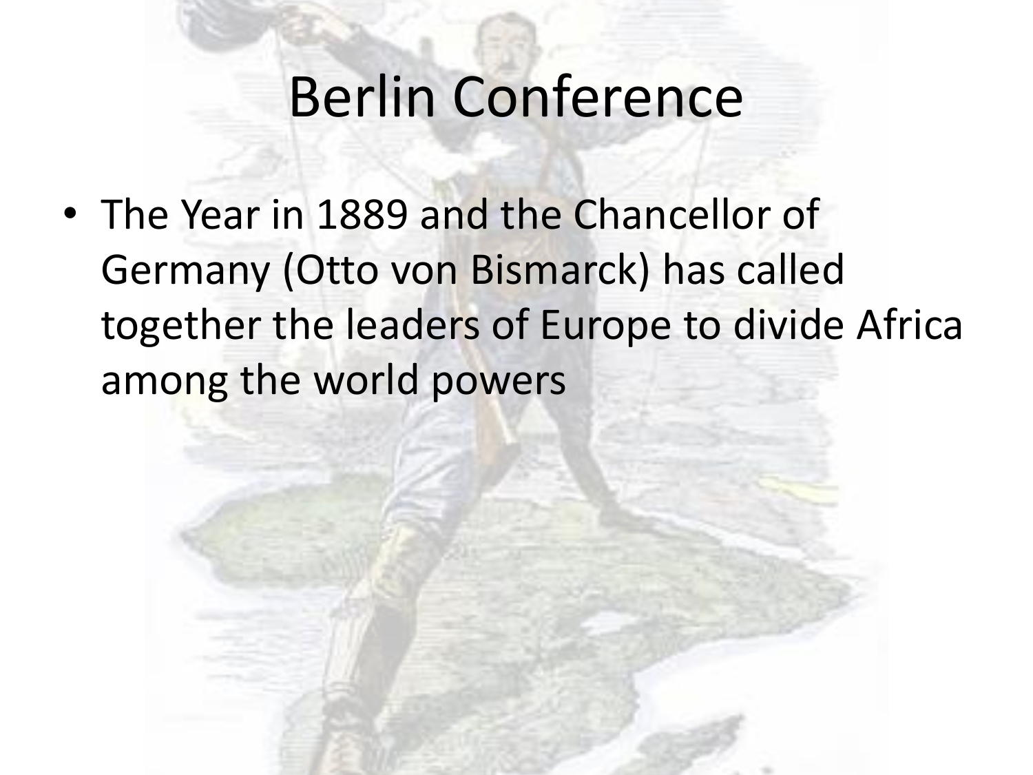# Berlin Conference

- The Year in 1889 and the Chancellor of Germany (Otto von Bismarck) has called together the leaders of Europe to divide Africa among the world powers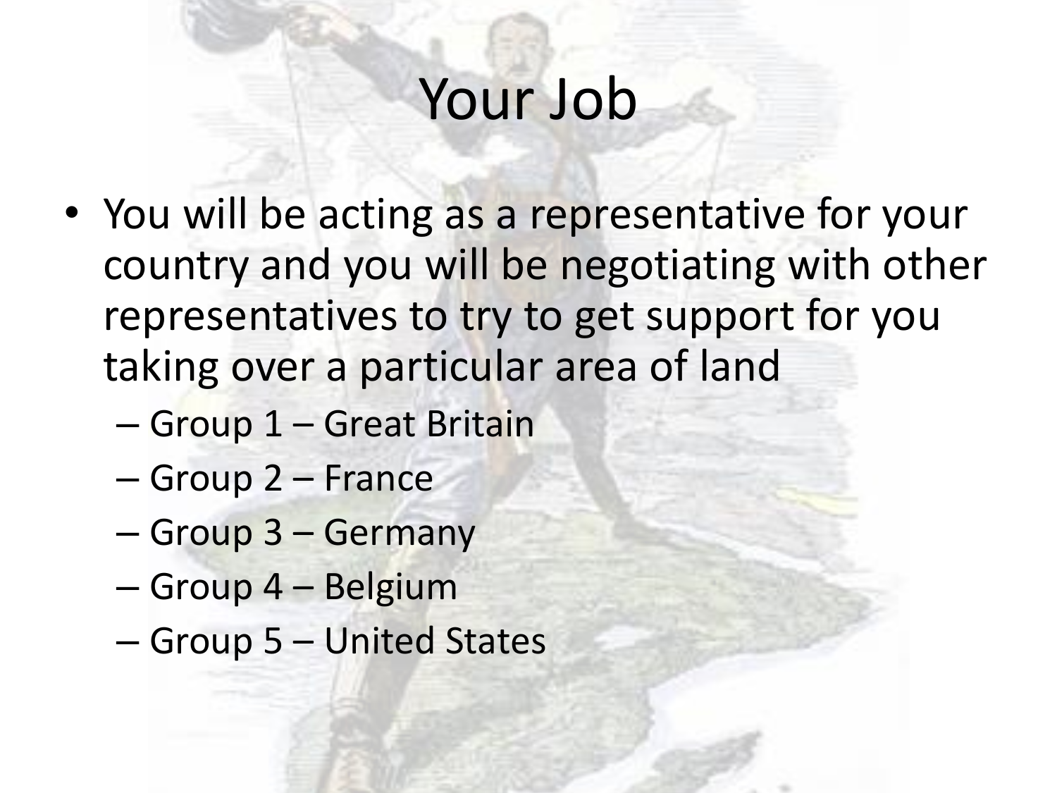# Your Job

- You will be acting as a representative for your country and you will be negotiating with other representatives to try to get support for you taking over a particular area of land
  - Group 1 – Great Britain
  - Group 2 – France
  - Group 3 – Germany
  - Group 4 – Belgium
  - Group 5 – United States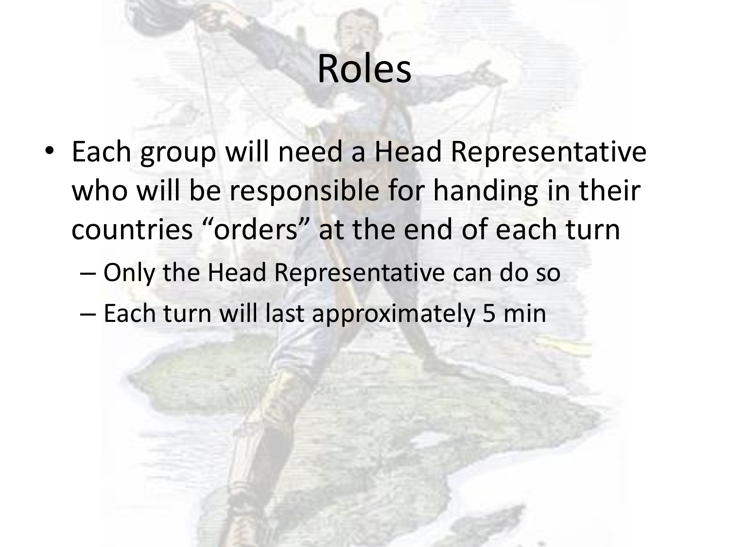# Roles

- Each group will need a Head Representative who will be responsible for handing in their countries “orders” at the end of each turn
  - Only the Head Representative can do so
  - Each turn will last approximately 5 min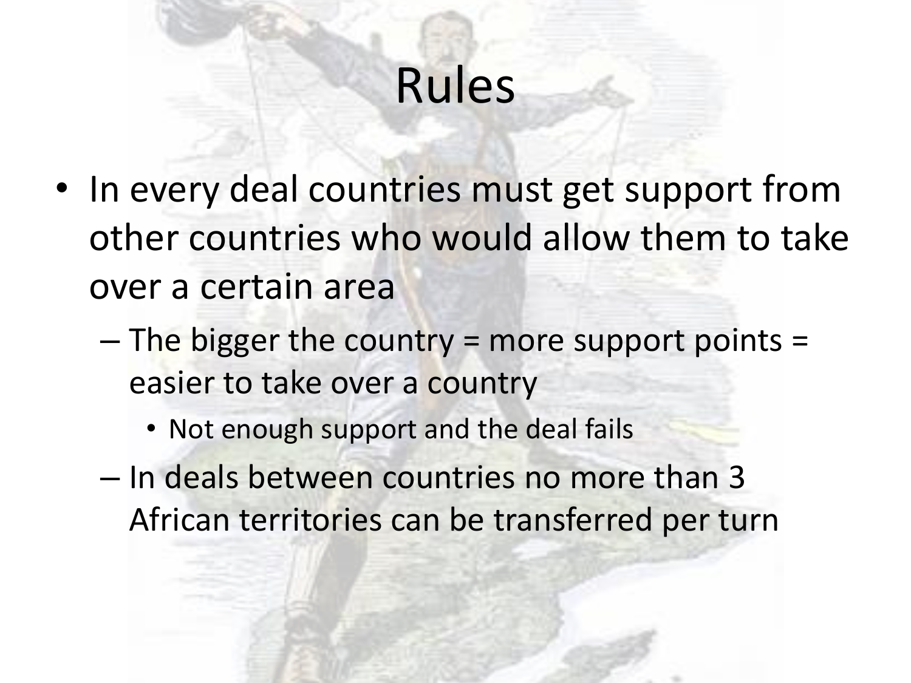# Rules

- In every deal countries must get support from other countries who would allow them to take over a certain area
  - The bigger the country = more support points = easier to take over a country
    - Not enough support and the deal fails
  - In deals between countries no more than 3 African territories can be transferred per turn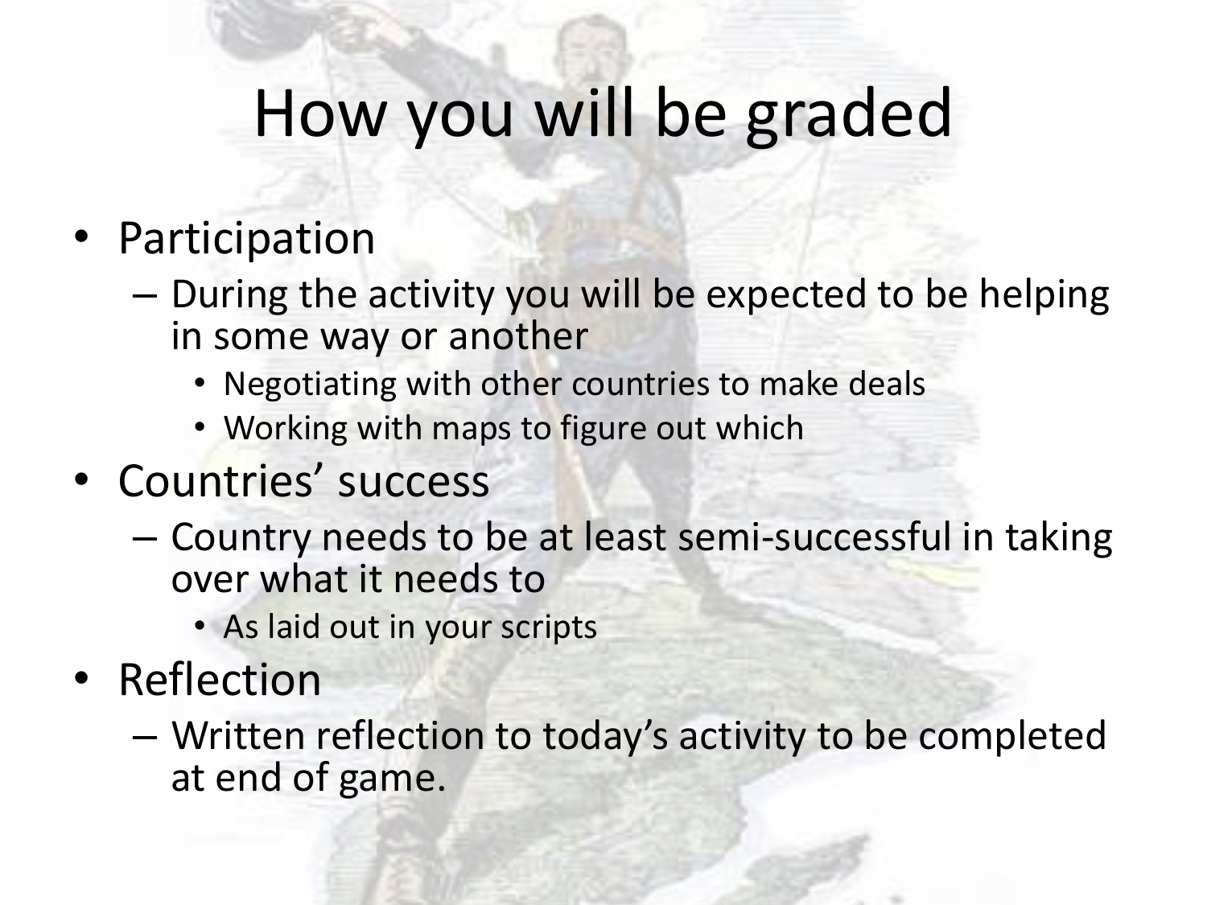# How you will be graded

- Participation
  - During the activity you will be expected to be helping in some way or another
    - Negotiating with other countries to make deals
    - Working with maps to figure out which
- Countries' success
  - Country needs to be at least semi-successful in taking over what it needs to
    - As laid out in your scripts
- Reflection
  - Written reflection to today's activity to be completed at end of game.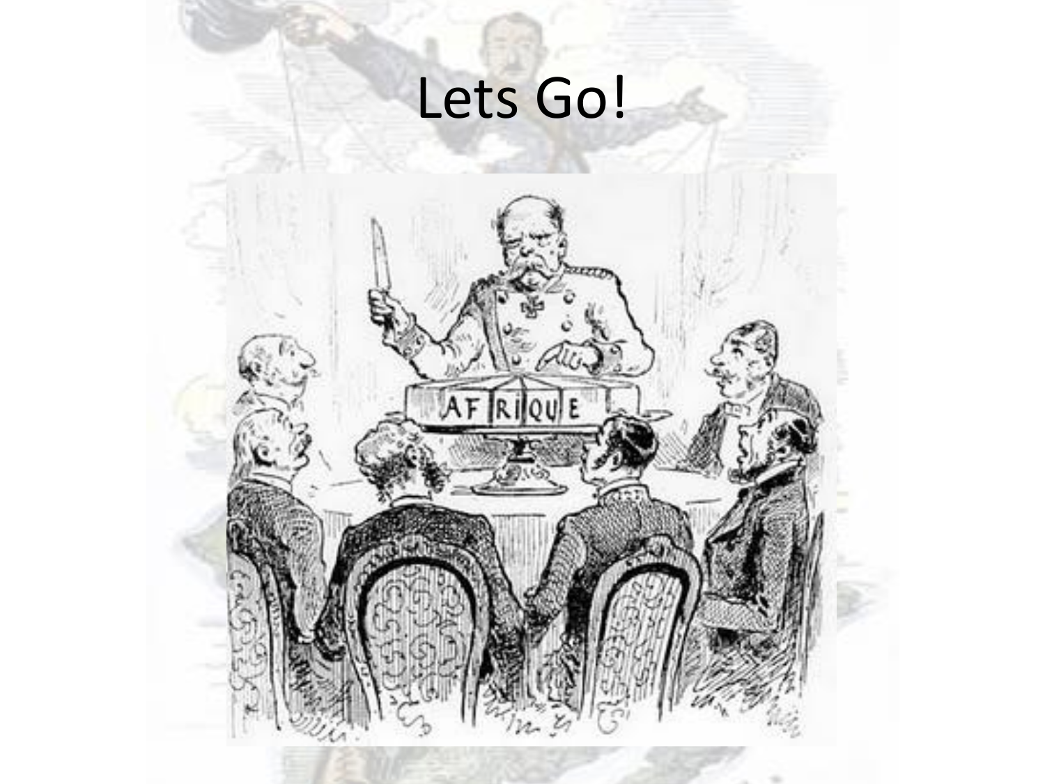# Lets Go!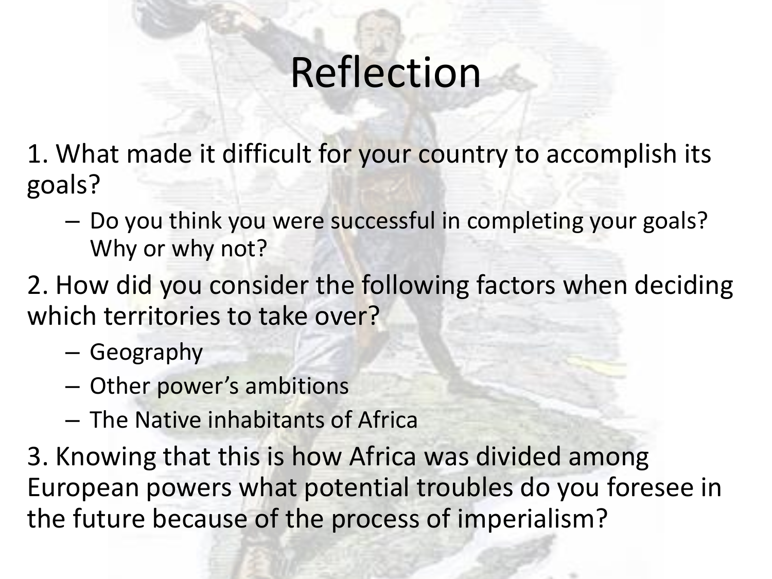# Reflection

1. What made it difficult for your country to accomplish its goals?
   - Do you think you were successful in completing your goals? Why or why not?

2. How did you consider the following factors when deciding which territories to take over?
   - Geography
   - Other power's ambitions
   - The Native inhabitants of Africa

3. Knowing that this is how Africa was divided among European powers what potential troubles do you foresee in the future because of the process of imperialism?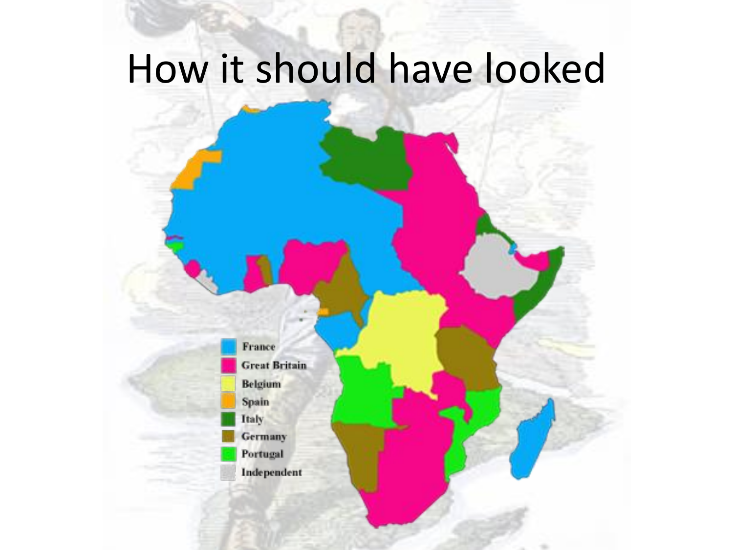# How it should have looked

France
Great Britain
Belgium
Spain
Italy
Germany
Portugal
Independent